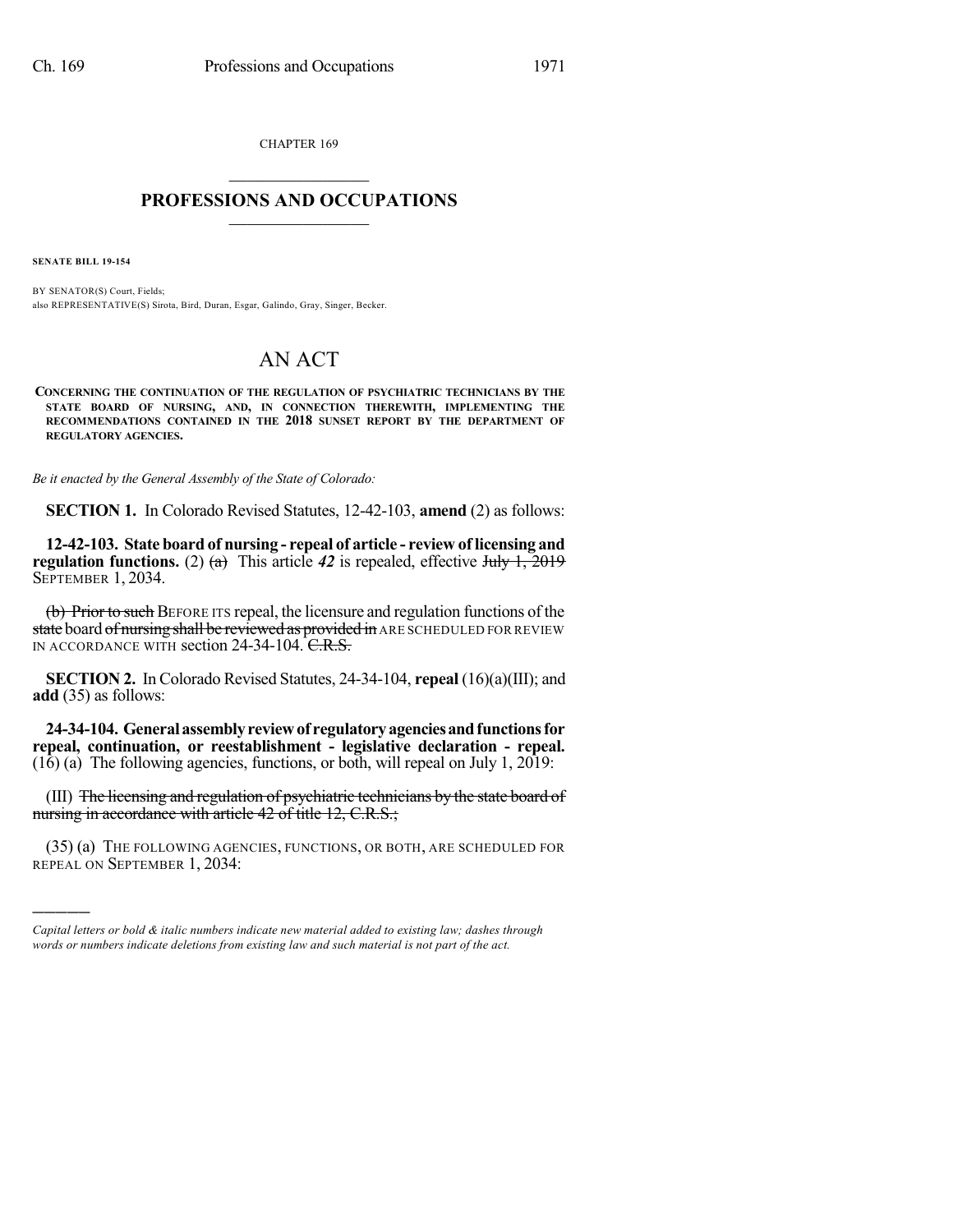CHAPTER 169

---

## PROFESSIONS AND OCCUPATIONS

---

**SENATE BILL 19-154**

BY SENATOR(S) Court, Fields;
also REPRESENTATIVE(S) Sirota, Bird, Duran, Esgar, Galindo, Gray, Singer, Becker.

# AN ACT

**CONCERNING THE CONTINUATION OF THE REGULATION OF PSYCHIATRIC TECHNICIANS BY THE STATE BOARD OF NURSING, AND, IN CONNECTION THEREWITH, IMPLEMENTING THE RECOMMENDATIONS CONTAINED IN THE 2018 SUNSET REPORT BY THE DEPARTMENT OF REGULATORY AGENCIES.**

*Be it enacted by the General Assembly of the State of Colorado:*

**SECTION 1.** In Colorado Revised Statutes, 12-42-103, **amend** (2) as follows:

**12-42-103. State board of nursing - repeal of article - review of licensing and regulation functions.** (2) ~~(a)~~ This article ***42*** is repealed, effective ~~July 1, 2019~~ SEPTEMBER 1, 2034.

~~(b) Prior to such~~ BEFORE ITS repeal, the licensure and regulation functions of the ~~state~~ board ~~of nursing shall be reviewed as provided in~~ ARE SCHEDULED FOR REVIEW IN ACCORDANCE WITH section 24-34-104. ~~C.R.S.~~

**SECTION 2.** In Colorado Revised Statutes, 24-34-104, **repeal** (16)(a)(III); and **add** (35) as follows:

**24-34-104. General assembly review of regulatory agencies and functions for repeal, continuation, or reestablishment - legislative declaration - repeal.** (16) (a) The following agencies, functions, or both, will repeal on July 1, 2019:

(III) ~~The licensing and regulation of psychiatric technicians by the state board of nursing in accordance with article 42 of title 12, C.R.S.;~~

(35) (a) THE FOLLOWING AGENCIES, FUNCTIONS, OR BOTH, ARE SCHEDULED FOR REPEAL ON SEPTEMBER 1, 2034:

---

*Capital letters or bold & italic numbers indicate new material added to existing law; dashes through words or numbers indicate deletions from existing law and such material is not part of the act.*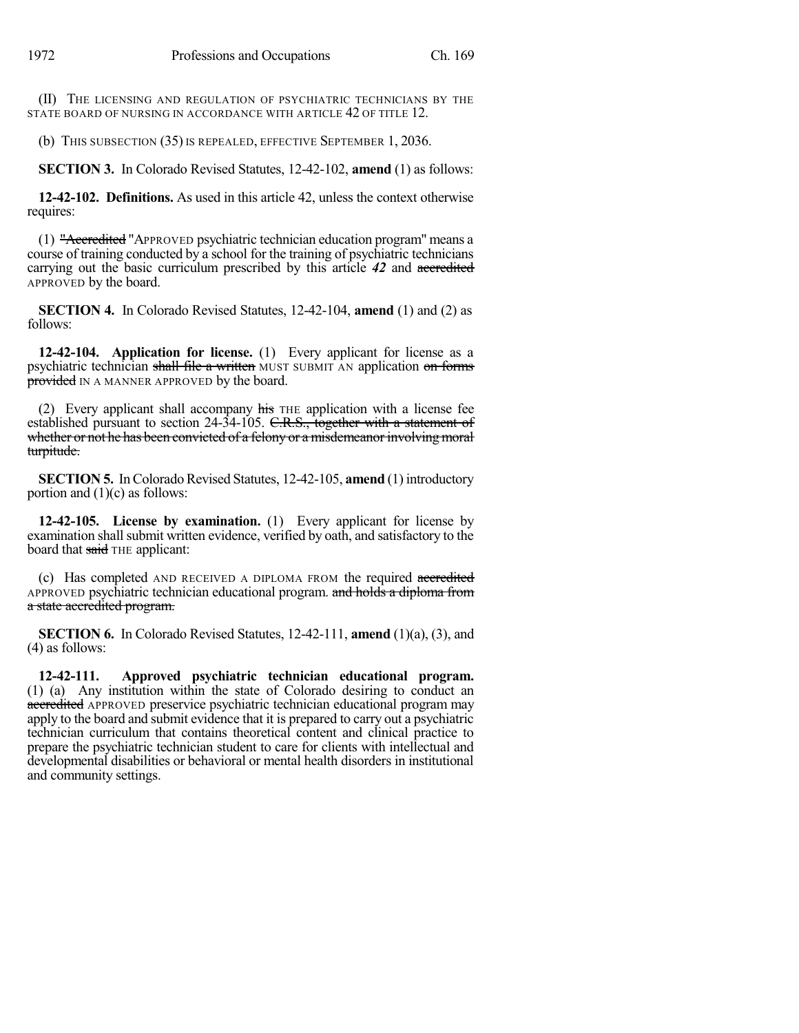(II) THE LICENSING AND REGULATION OF PSYCHIATRIC TECHNICIANS BY THE STATE BOARD OF NURSING IN ACCORDANCE WITH ARTICLE 42 OF TITLE 12.

(b) THIS SUBSECTION (35) IS REPEALED, EFFECTIVE SEPTEMBER 1, 2036.

**SECTION 3.** In Colorado Revised Statutes, 12-42-102, **amend** (1) as follows:

**12-42-102. Definitions.** As used in this article 42, unless the context otherwise requires:

(1) ~~"Accredited~~ "APPROVED psychiatric technician education program" means a course of training conducted by a school for the training of psychiatric technicians carrying out the basic curriculum prescribed by this article *42* and ~~accredited~~ APPROVED by the board.

**SECTION 4.** In Colorado Revised Statutes, 12-42-104, **amend** (1) and (2) as follows:

**12-42-104. Application for license.** (1) Every applicant for license as a psychiatric technician ~~shall file a written~~ MUST SUBMIT AN application ~~on forms provided~~ IN A MANNER APPROVED by the board.

(2) Every applicant shall accompany ~~his~~ THE application with a license fee established pursuant to section 24-34-105. ~~C.R.S., together with a statement of whether or not he has been convicted of a felony or a misdemeanor involving moral turpitude.~~

**SECTION 5.** In Colorado Revised Statutes, 12-42-105, **amend** (1) introductory portion and (1)(c) as follows:

**12-42-105. License by examination.** (1) Every applicant for license by examination shall submit written evidence, verified by oath, and satisfactory to the board that ~~said~~ THE applicant:

(c) Has completed AND RECEIVED A DIPLOMA FROM the required ~~accredited~~ APPROVED psychiatric technician educational program. ~~and holds a diploma from a state accredited program.~~

**SECTION 6.** In Colorado Revised Statutes, 12-42-111, **amend** (1)(a), (3), and (4) as follows:

**12-42-111. Approved psychiatric technician educational program.** (1) (a) Any institution within the state of Colorado desiring to conduct an ~~accredited~~ APPROVED preservice psychiatric technician educational program may apply to the board and submit evidence that it is prepared to carry out a psychiatric technician curriculum that contains theoretical content and clinical practice to prepare the psychiatric technician student to care for clients with intellectual and developmental disabilities or behavioral or mental health disorders in institutional and community settings.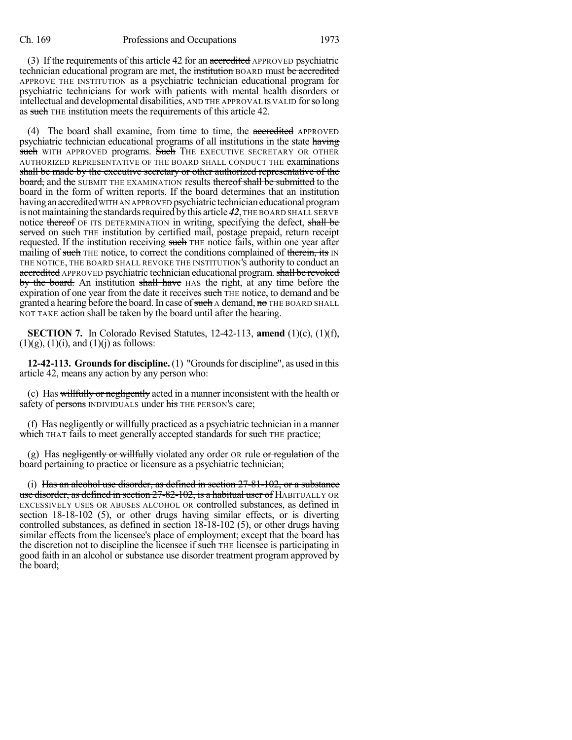(3) If the requirements of this article 42 for an ~~accredited~~ APPROVED psychiatric technician educational program are met, the ~~institution~~ BOARD must ~~be accredited~~ APPROVE THE INSTITUTION as a psychiatric technician educational program for psychiatric technicians for work with patients with mental health disorders or intellectual and developmental disabilities, AND THE APPROVAL IS VALID for so long as ~~such~~ THE institution meets the requirements of this article 42.

(4) The board shall examine, from time to time, the ~~accredited~~ APPROVED psychiatric technician educational programs of all institutions in the state ~~having such~~ WITH APPROVED programs. ~~Such~~ THE EXECUTIVE SECRETARY OR OTHER AUTHORIZED REPRESENTATIVE OF THE BOARD SHALL CONDUCT THE examinations ~~shall be made by the executive secretary or other authorized representative of the board,~~ and ~~the~~ SUBMIT THE EXAMINATION results ~~thereof shall be submitted~~ to the board in the form of written reports. If the board determines that an institution ~~having an accredited~~ WITH AN APPROVED psychiatric technician educational program is not maintaining the standards required by this article *42*, THE BOARD SHALL SERVE notice ~~thereof~~ OF ITS DETERMINATION in writing, specifying the defect, ~~shall be served~~ on ~~such~~ THE institution by certified mail, postage prepaid, return receipt requested. If the institution receiving ~~such~~ THE notice fails, within one year after mailing of ~~such~~ THE notice, to correct the conditions complained of ~~therein, its~~ IN THE NOTICE, THE BOARD SHALL REVOKE THE INSTITUTION'S authority to conduct an ~~accredited~~ APPROVED psychiatric technician educational program. ~~shall be revoked by the board.~~ An institution ~~shall have~~ HAS the right, at any time before the expiration of one year from the date it receives ~~such~~ THE notice, to demand and be granted a hearing before the board. In case of ~~such~~ A demand, ~~no~~ THE BOARD SHALL NOT TAKE action ~~shall be taken by the board~~ until after the hearing.

**SECTION 7.** In Colorado Revised Statutes, 12-42-113, **amend** (1)(c), (1)(f), (1)(g), (1)(i), and (1)(j) as follows:

**12-42-113. Grounds for discipline.** (1) "Grounds for discipline", as used in this article 42, means any action by any person who:

(c) Has ~~willfully or negligently~~ acted in a manner inconsistent with the health or safety of ~~persons~~ INDIVIDUALS under ~~his~~ THE PERSON'S care;

(f) Has ~~negligently or willfully~~ practiced as a psychiatric technician in a manner ~~which~~ THAT fails to meet generally accepted standards for ~~such~~ THE practice;

(g) Has ~~negligently or willfully~~ violated any order OR rule ~~or regulation~~ of the board pertaining to practice or licensure as a psychiatric technician;

(i) ~~Has an alcohol use disorder, as defined in section 27-81-102, or a substance use disorder, as defined in section 27-82-102, is a habitual user of~~ HABITUALLY OR EXCESSIVELY USES OR ABUSES ALCOHOL OR controlled substances, as defined in section 18-18-102 (5), or other drugs having similar effects, or is diverting controlled substances, as defined in section 18-18-102 (5), or other drugs having similar effects from the licensee's place of employment; except that the board has the discretion not to discipline the licensee if ~~such~~ THE licensee is participating in good faith in an alcohol or substance use disorder treatment program approved by the board;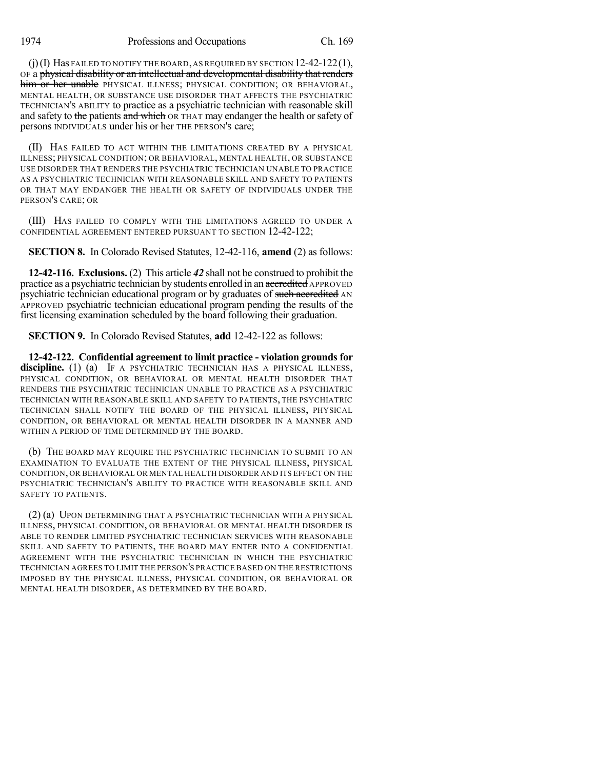(j) (I) Has FAILED TO NOTIFY THE BOARD, AS REQUIRED BY SECTION 12-42-122 (1), OF a ~~physical disability or an intellectual and developmental disability that renders him or her unable~~ PHYSICAL ILLNESS; PHYSICAL CONDITION; OR BEHAVIORAL, MENTAL HEALTH, OR SUBSTANCE USE DISORDER THAT AFFECTS THE PSYCHIATRIC TECHNICIAN'S ABILITY to practice as a psychiatric technician with reasonable skill and safety to ~~the~~ patients ~~and which~~ OR THAT may endanger the health or safety of ~~persons~~ INDIVIDUALS under ~~his or her~~ THE PERSON'S care;

(II) HAS FAILED TO ACT WITHIN THE LIMITATIONS CREATED BY A PHYSICAL ILLNESS; PHYSICAL CONDITION; OR BEHAVIORAL, MENTAL HEALTH, OR SUBSTANCE USE DISORDER THAT RENDERS THE PSYCHIATRIC TECHNICIAN UNABLE TO PRACTICE AS A PSYCHIATRIC TECHNICIAN WITH REASONABLE SKILL AND SAFETY TO PATIENTS OR THAT MAY ENDANGER THE HEALTH OR SAFETY OF INDIVIDUALS UNDER THE PERSON'S CARE; OR

(III) HAS FAILED TO COMPLY WITH THE LIMITATIONS AGREED TO UNDER A CONFIDENTIAL AGREEMENT ENTERED PURSUANT TO SECTION 12-42-122;

**SECTION 8.** In Colorado Revised Statutes, 12-42-116, **amend** (2) as follows:

**12-42-116. Exclusions.** (2) This article ***42*** shall not be construed to prohibit the practice as a psychiatric technician by students enrolled in an ~~accredited~~ APPROVED psychiatric technician educational program or by graduates of ~~such accredited~~ AN APPROVED psychiatric technician educational program pending the results of the first licensing examination scheduled by the board following their graduation.

**SECTION 9.** In Colorado Revised Statutes, **add** 12-42-122 as follows:

**12-42-122. Confidential agreement to limit practice - violation grounds for discipline.** (1) (a) IF A PSYCHIATRIC TECHNICIAN HAS A PHYSICAL ILLNESS, PHYSICAL CONDITION, OR BEHAVIORAL OR MENTAL HEALTH DISORDER THAT RENDERS THE PSYCHIATRIC TECHNICIAN UNABLE TO PRACTICE AS A PSYCHIATRIC TECHNICIAN WITH REASONABLE SKILL AND SAFETY TO PATIENTS, THE PSYCHIATRIC TECHNICIAN SHALL NOTIFY THE BOARD OF THE PHYSICAL ILLNESS, PHYSICAL CONDITION, OR BEHAVIORAL OR MENTAL HEALTH DISORDER IN A MANNER AND WITHIN A PERIOD OF TIME DETERMINED BY THE BOARD.

(b) THE BOARD MAY REQUIRE THE PSYCHIATRIC TECHNICIAN TO SUBMIT TO AN EXAMINATION TO EVALUATE THE EXTENT OF THE PHYSICAL ILLNESS, PHYSICAL CONDITION, OR BEHAVIORAL OR MENTAL HEALTH DISORDER AND ITS EFFECT ON THE PSYCHIATRIC TECHNICIAN'S ABILITY TO PRACTICE WITH REASONABLE SKILL AND SAFETY TO PATIENTS.

(2) (a) UPON DETERMINING THAT A PSYCHIATRIC TECHNICIAN WITH A PHYSICAL ILLNESS, PHYSICAL CONDITION, OR BEHAVIORAL OR MENTAL HEALTH DISORDER IS ABLE TO RENDER LIMITED PSYCHIATRIC TECHNICIAN SERVICES WITH REASONABLE SKILL AND SAFETY TO PATIENTS, THE BOARD MAY ENTER INTO A CONFIDENTIAL AGREEMENT WITH THE PSYCHIATRIC TECHNICIAN IN WHICH THE PSYCHIATRIC TECHNICIAN AGREES TO LIMIT THE PERSON'S PRACTICE BASED ON THE RESTRICTIONS IMPOSED BY THE PHYSICAL ILLNESS, PHYSICAL CONDITION, OR BEHAVIORAL OR MENTAL HEALTH DISORDER, AS DETERMINED BY THE BOARD.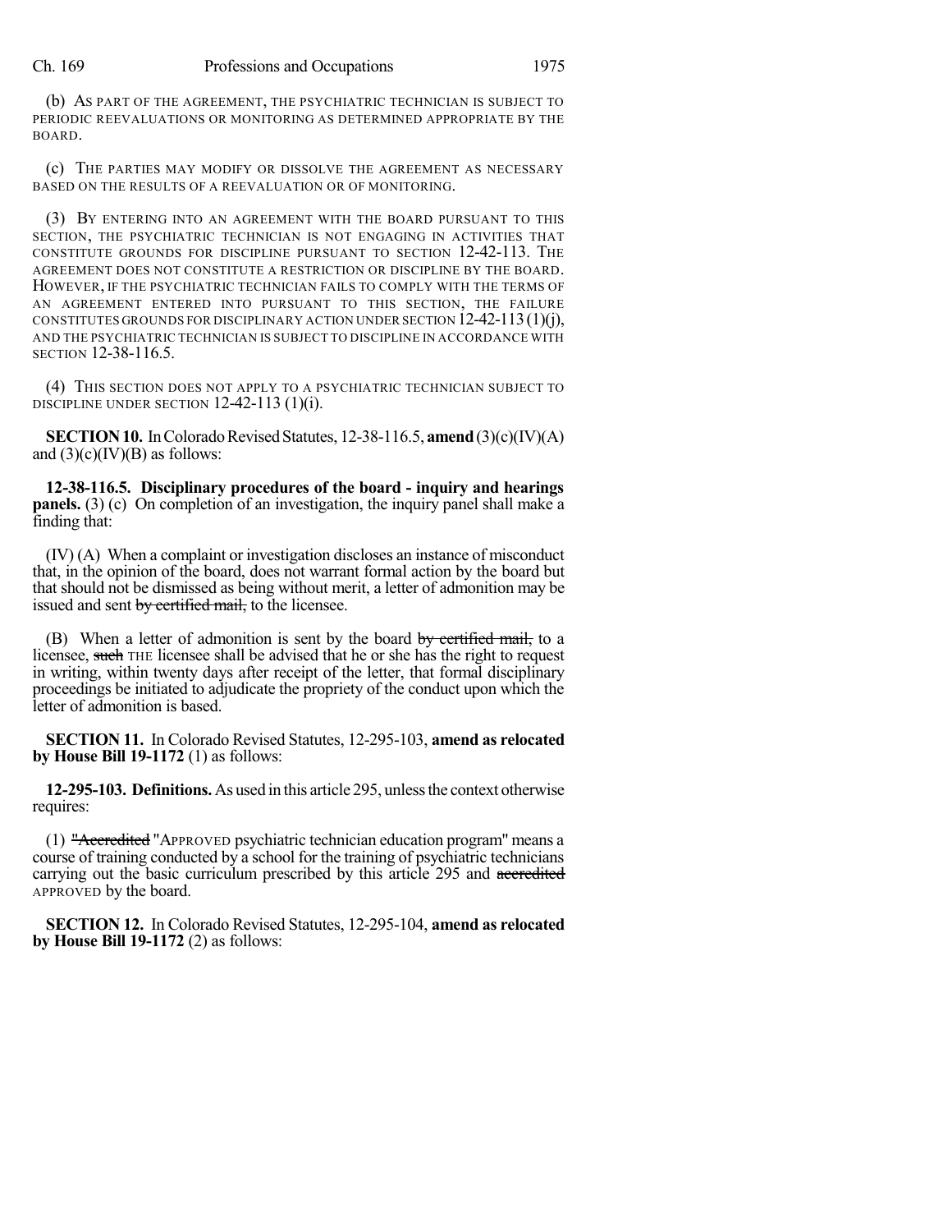(b) AS PART OF THE AGREEMENT, THE PSYCHIATRIC TECHNICIAN IS SUBJECT TO PERIODIC REEVALUATIONS OR MONITORING AS DETERMINED APPROPRIATE BY THE BOARD.

(c) THE PARTIES MAY MODIFY OR DISSOLVE THE AGREEMENT AS NECESSARY BASED ON THE RESULTS OF A REEVALUATION OR OF MONITORING.

(3) BY ENTERING INTO AN AGREEMENT WITH THE BOARD PURSUANT TO THIS SECTION, THE PSYCHIATRIC TECHNICIAN IS NOT ENGAGING IN ACTIVITIES THAT CONSTITUTE GROUNDS FOR DISCIPLINE PURSUANT TO SECTION 12-42-113. THE AGREEMENT DOES NOT CONSTITUTE A RESTRICTION OR DISCIPLINE BY THE BOARD. HOWEVER, IF THE PSYCHIATRIC TECHNICIAN FAILS TO COMPLY WITH THE TERMS OF AN AGREEMENT ENTERED INTO PURSUANT TO THIS SECTION, THE FAILURE CONSTITUTES GROUNDS FOR DISCIPLINARY ACTION UNDER SECTION 12-42-113 (1)(j), AND THE PSYCHIATRIC TECHNICIAN IS SUBJECT TO DISCIPLINE IN ACCORDANCE WITH SECTION 12-38-116.5.

(4) THIS SECTION DOES NOT APPLY TO A PSYCHIATRIC TECHNICIAN SUBJECT TO DISCIPLINE UNDER SECTION 12-42-113 (1)(i).

**SECTION 10.** In Colorado Revised Statutes, 12-38-116.5, **amend** (3)(c)(IV)(A) and (3)(c)(IV)(B) as follows:

**12-38-116.5. Disciplinary procedures of the board - inquiry and hearings panels.** (3) (c) On completion of an investigation, the inquiry panel shall make a finding that:

(IV) (A) When a complaint or investigation discloses an instance of misconduct that, in the opinion of the board, does not warrant formal action by the board but that should not be dismissed as being without merit, a letter of admonition may be issued and sent ~~by certified mail,~~ to the licensee.

(B) When a letter of admonition is sent by the board ~~by certified mail,~~ to a licensee, ~~such~~ THE licensee shall be advised that he or she has the right to request in writing, within twenty days after receipt of the letter, that formal disciplinary proceedings be initiated to adjudicate the propriety of the conduct upon which the letter of admonition is based.

**SECTION 11.** In Colorado Revised Statutes, 12-295-103, **amend as relocated by House Bill 19-1172** (1) as follows:

**12-295-103. Definitions.** As used in this article 295, unless the context otherwise requires:

(1) ~~"Accredited~~ "APPROVED psychiatric technician education program" means a course of training conducted by a school for the training of psychiatric technicians carrying out the basic curriculum prescribed by this article 295 and ~~accredited~~ APPROVED by the board.

**SECTION 12.** In Colorado Revised Statutes, 12-295-104, **amend as relocated by House Bill 19-1172** (2) as follows: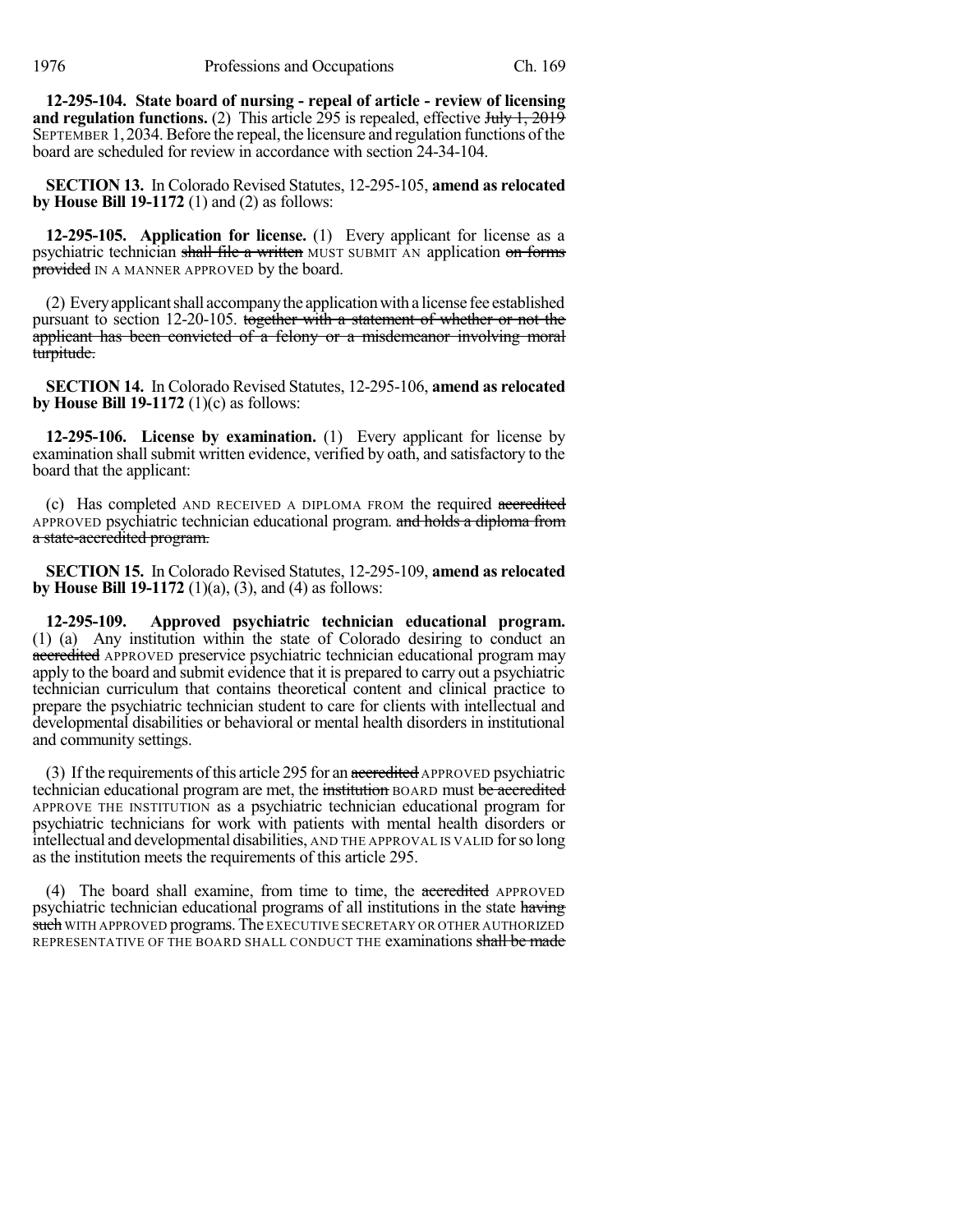**12-295-104. State board of nursing - repeal of article - review of licensing and regulation functions.** (2) This article 295 is repealed, effective ~~July 1, 2019~~ SEPTEMBER 1, 2034. Before the repeal, the licensure and regulation functions of the board are scheduled for review in accordance with section 24-34-104.

**SECTION 13.** In Colorado Revised Statutes, 12-295-105, **amend as relocated by House Bill 19-1172** (1) and (2) as follows:

**12-295-105. Application for license.** (1) Every applicant for license as a psychiatric technician ~~shall file a written~~ MUST SUBMIT AN application ~~on forms provided~~ IN A MANNER APPROVED by the board.

(2) Every applicant shall accompany the application with a license fee established pursuant to section 12-20-105. ~~together with a statement of whether or not the applicant has been convicted of a felony or a misdemeanor involving moral turpitude.~~

**SECTION 14.** In Colorado Revised Statutes, 12-295-106, **amend as relocated by House Bill 19-1172** (1)(c) as follows:

**12-295-106. License by examination.** (1) Every applicant for license by examination shall submit written evidence, verified by oath, and satisfactory to the board that the applicant:

(c) Has completed AND RECEIVED A DIPLOMA FROM the required ~~accredited~~ APPROVED psychiatric technician educational program. ~~and holds a diploma from a state-accredited program.~~

**SECTION 15.** In Colorado Revised Statutes, 12-295-109, **amend as relocated by House Bill 19-1172** (1)(a), (3), and (4) as follows:

**12-295-109. Approved psychiatric technician educational program.** (1) (a) Any institution within the state of Colorado desiring to conduct an ~~accredited~~ APPROVED preservice psychiatric technician educational program may apply to the board and submit evidence that it is prepared to carry out a psychiatric technician curriculum that contains theoretical content and clinical practice to prepare the psychiatric technician student to care for clients with intellectual and developmental disabilities or behavioral or mental health disorders in institutional and community settings.

(3) If the requirements of this article 295 for an ~~accredited~~ APPROVED psychiatric technician educational program are met, the ~~institution~~ BOARD must ~~be accredited~~ APPROVE THE INSTITUTION as a psychiatric technician educational program for psychiatric technicians for work with patients with mental health disorders or intellectual and developmental disabilities, AND THE APPROVAL IS VALID for so long as the institution meets the requirements of this article 295.

(4) The board shall examine, from time to time, the ~~accredited~~ APPROVED psychiatric technician educational programs of all institutions in the state ~~having such~~ WITH APPROVED programs. The EXECUTIVE SECRETARY OR OTHER AUTHORIZED REPRESENTATIVE OF THE BOARD SHALL CONDUCT THE examinations ~~shall be made~~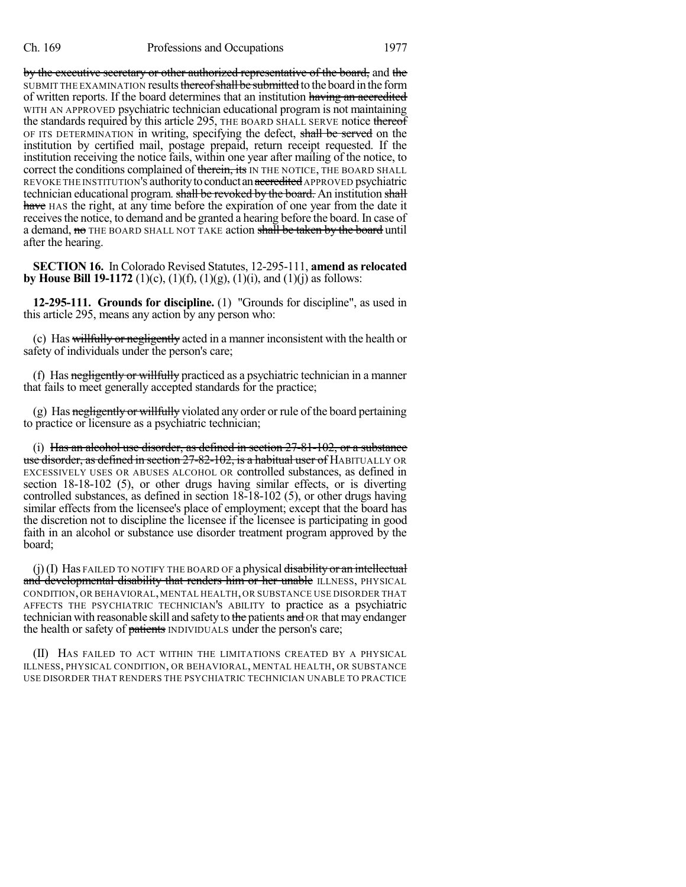by the executive secretary or other authorized representative of the board, and the SUBMIT THE EXAMINATION results thereof shall be submitted to the board in the form of written reports. If the board determines that an institution having an accredited WITH AN APPROVED psychiatric technician educational program is not maintaining the standards required by this article 295, THE BOARD SHALL SERVE notice thereof OF ITS DETERMINATION in writing, specifying the defect, shall be served on the institution by certified mail, postage prepaid, return receipt requested. If the institution receiving the notice fails, within one year after mailing of the notice, to correct the conditions complained of therein, its IN THE NOTICE, THE BOARD SHALL REVOKE THE INSTITUTION'S authority to conduct an accredited APPROVED psychiatric technician educational program. shall be revoked by the board. An institution shall have HAS the right, at any time before the expiration of one year from the date it receives the notice, to demand and be granted a hearing before the board. In case of a demand, no THE BOARD SHALL NOT TAKE action shall be taken by the board until after the hearing.

**SECTION 16.** In Colorado Revised Statutes, 12-295-111, **amend as relocated by House Bill 19-1172** (1)(c), (1)(f), (1)(g), (1)(i), and (1)(j) as follows:

**12-295-111. Grounds for discipline.** (1) "Grounds for discipline", as used in this article 295, means any action by any person who:

(c) Has willfully or negligently acted in a manner inconsistent with the health or safety of individuals under the person's care;

(f) Has negligently or willfully practiced as a psychiatric technician in a manner that fails to meet generally accepted standards for the practice;

(g) Has negligently or willfully violated any order or rule of the board pertaining to practice or licensure as a psychiatric technician;

(i) Has an alcohol use disorder, as defined in section 27-81-102, or a substance use disorder, as defined in section 27-82-102, is a habitual user of HABITUALLY OR EXCESSIVELY USES OR ABUSES ALCOHOL OR controlled substances, as defined in section 18-18-102 (5), or other drugs having similar effects, or is diverting controlled substances, as defined in section 18-18-102 (5), or other drugs having similar effects from the licensee's place of employment; except that the board has the discretion not to discipline the licensee if the licensee is participating in good faith in an alcohol or substance use disorder treatment program approved by the board;

(j) (I) Has FAILED TO NOTIFY THE BOARD OF a physical disability or an intellectual and developmental disability that renders him or her unable ILLNESS, PHYSICAL CONDITION, OR BEHAVIORAL, MENTAL HEALTH, OR SUBSTANCE USE DISORDER THAT AFFECTS THE PSYCHIATRIC TECHNICIAN'S ABILITY to practice as a psychiatric technician with reasonable skill and safety to the patients and OR that may endanger the health or safety of patients INDIVIDUALS under the person's care;

(II) HAS FAILED TO ACT WITHIN THE LIMITATIONS CREATED BY A PHYSICAL ILLNESS, PHYSICAL CONDITION, OR BEHAVIORAL, MENTAL HEALTH, OR SUBSTANCE USE DISORDER THAT RENDERS THE PSYCHIATRIC TECHNICIAN UNABLE TO PRACTICE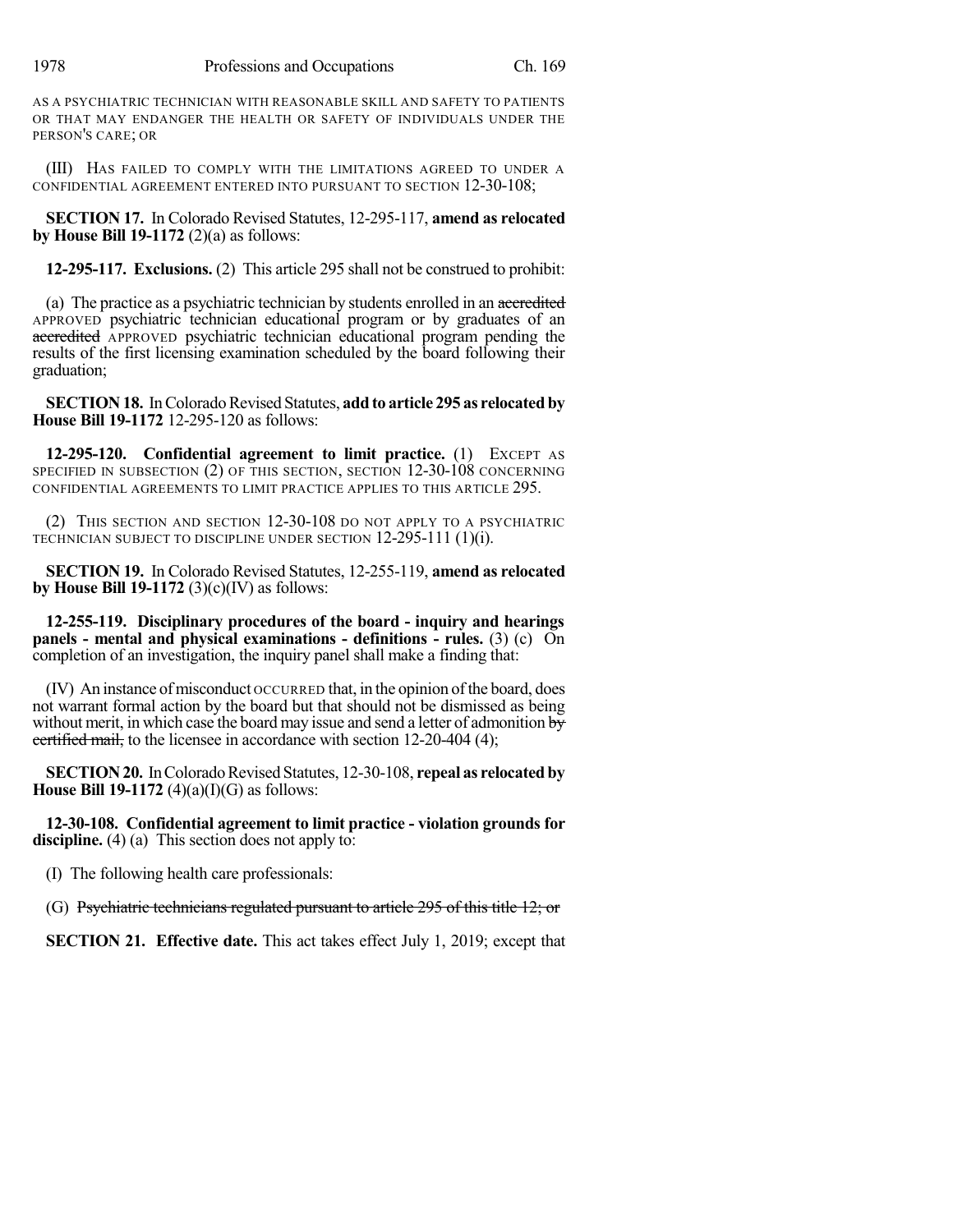AS A PSYCHIATRIC TECHNICIAN WITH REASONABLE SKILL AND SAFETY TO PATIENTS OR THAT MAY ENDANGER THE HEALTH OR SAFETY OF INDIVIDUALS UNDER THE PERSON'S CARE; OR

(III) HAS FAILED TO COMPLY WITH THE LIMITATIONS AGREED TO UNDER A CONFIDENTIAL AGREEMENT ENTERED INTO PURSUANT TO SECTION 12-30-108;

**SECTION 17.** In Colorado Revised Statutes, 12-295-117, **amend as relocated by House Bill 19-1172** (2)(a) as follows:

**12-295-117. Exclusions.** (2) This article 295 shall not be construed to prohibit:

(a) The practice as a psychiatric technician by students enrolled in an ~~accredited~~ APPROVED psychiatric technician educational program or by graduates of an ~~accredited~~ APPROVED psychiatric technician educational program pending the results of the first licensing examination scheduled by the board following their graduation;

**SECTION 18.** In Colorado Revised Statutes, **add to article 295 as relocated by House Bill 19-1172** 12-295-120 as follows:

**12-295-120. Confidential agreement to limit practice.** (1) EXCEPT AS SPECIFIED IN SUBSECTION (2) OF THIS SECTION, SECTION 12-30-108 CONCERNING CONFIDENTIAL AGREEMENTS TO LIMIT PRACTICE APPLIES TO THIS ARTICLE 295.

(2) THIS SECTION AND SECTION 12-30-108 DO NOT APPLY TO A PSYCHIATRIC TECHNICIAN SUBJECT TO DISCIPLINE UNDER SECTION 12-295-111 (1)(i).

**SECTION 19.** In Colorado Revised Statutes, 12-255-119, **amend as relocated by House Bill 19-1172** (3)(c)(IV) as follows:

**12-255-119. Disciplinary procedures of the board - inquiry and hearings panels - mental and physical examinations - definitions - rules.** (3) (c) On completion of an investigation, the inquiry panel shall make a finding that:

(IV) An instance of misconduct OCCURRED that, in the opinion of the board, does not warrant formal action by the board but that should not be dismissed as being without merit, in which case the board may issue and send a letter of admonition ~~by certified mail,~~ to the licensee in accordance with section 12-20-404 (4);

**SECTION 20.** In Colorado Revised Statutes, 12-30-108, **repeal as relocated by House Bill 19-1172** (4)(a)(I)(G) as follows:

**12-30-108. Confidential agreement to limit practice - violation grounds for discipline.** (4) (a) This section does not apply to:

(I) The following health care professionals:

(G) ~~Psychiatric technicians regulated pursuant to article 295 of this title 12; or~~

**SECTION 21. Effective date.** This act takes effect July 1, 2019; except that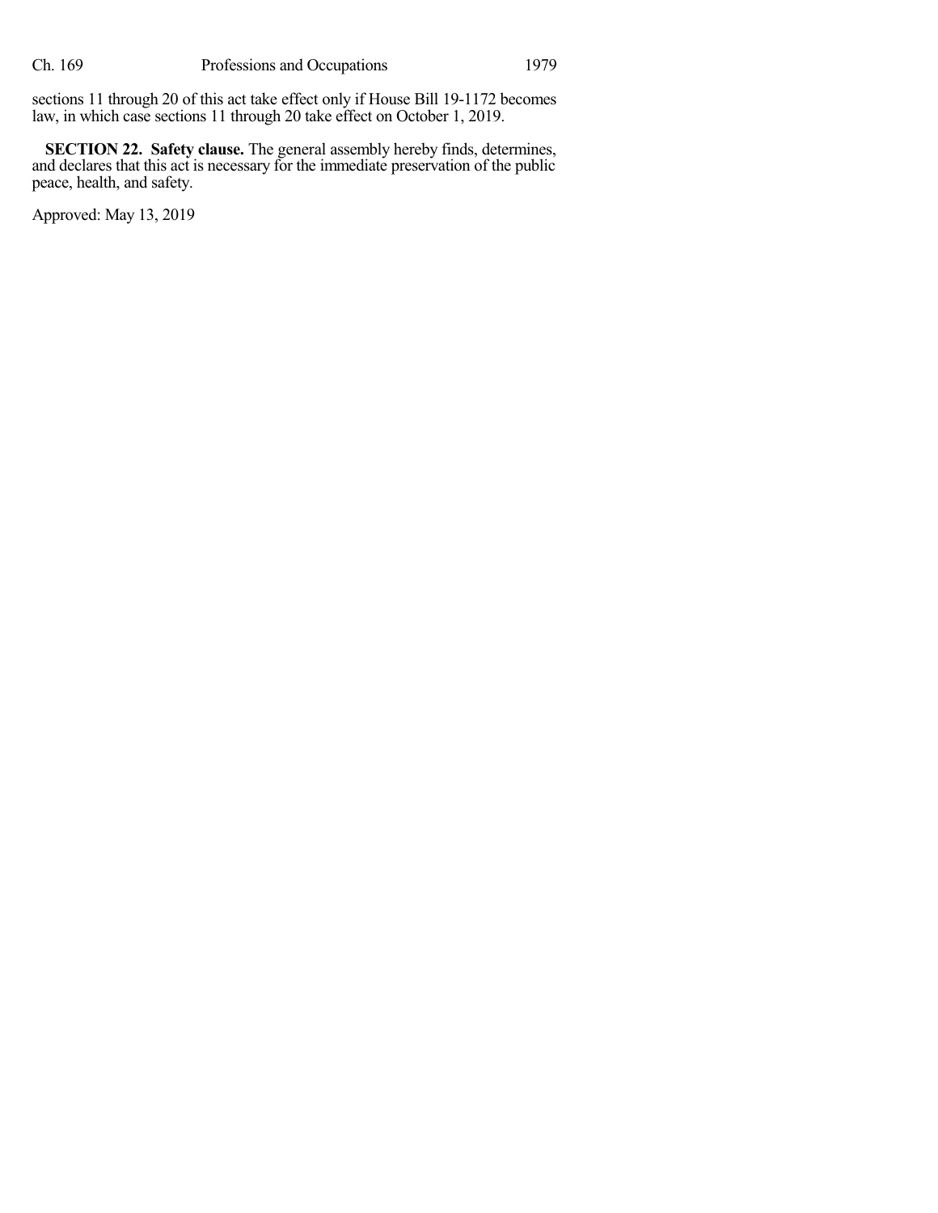sections 11 through 20 of this act take effect only if House Bill 19-1172 becomes law, in which case sections 11 through 20 take effect on October 1, 2019.

**SECTION 22. Safety clause.** The general assembly hereby finds, determines, and declares that this act is necessary for the immediate preservation of the public peace, health, and safety.

Approved: May 13, 2019